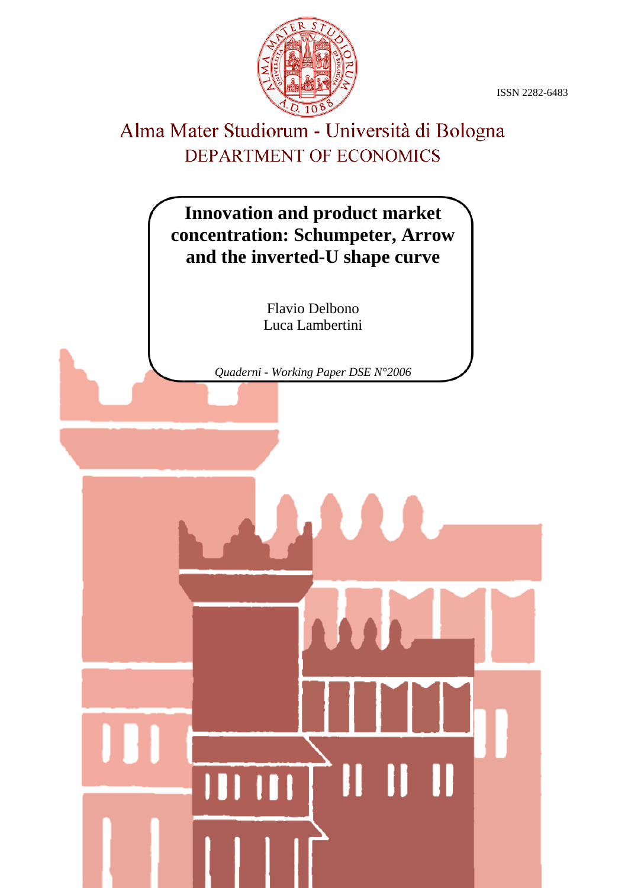ISSN 2282-6483

Alma Mater Studiorum - Università di Bologna

DEPARTMENT OF ECONOMICS

# Innovation and product market concentration: Schumpeter, Arrow and the inverted-U shape curve

Flavio Delbono

Luca Lambertini

*Quaderni - Working Paper DSE N°2006*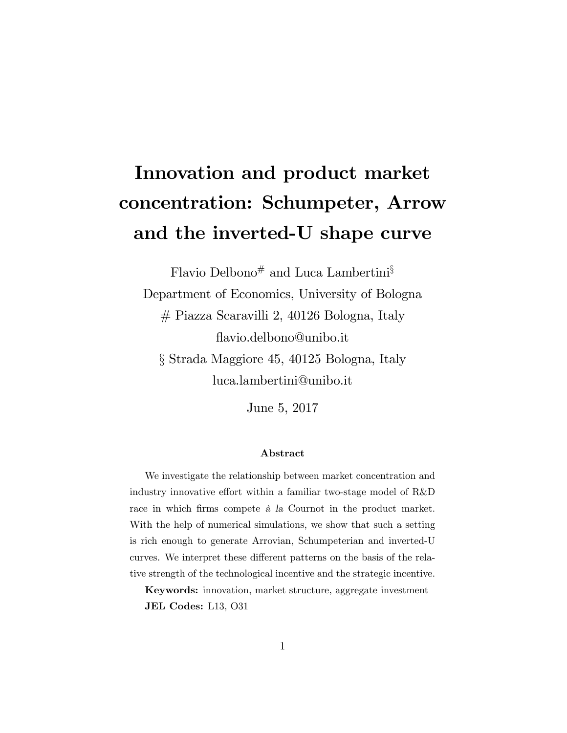# Innovation and product market concentration: Schumpeter, Arrow and the inverted-U shape curve

Flavio Delbono[#] and Luca Lambertini[§]

Department of Economics, University of Bologna

# Piazza Scaravilli 2, 40126 Bologna, Italy

flavio.delbono@unibo.it

§ Strada Maggiore 45, 40125 Bologna, Italy

luca.lambertini@unibo.it

June 5, 2017

### Abstract

We investigate the relationship between market concentration and industry innovative effort within a familiar two-stage model of R&D race in which firms compete *à la* Cournot in the product market. With the help of numerical simulations, we show that such a setting is rich enough to generate Arrovian, Schumpeterian and inverted-U curves. We interpret these different patterns on the basis of the relative strength of the technological incentive and the strategic incentive.

**Keywords:** innovation, market structure, aggregate investment

**JEL Codes:** L13, O31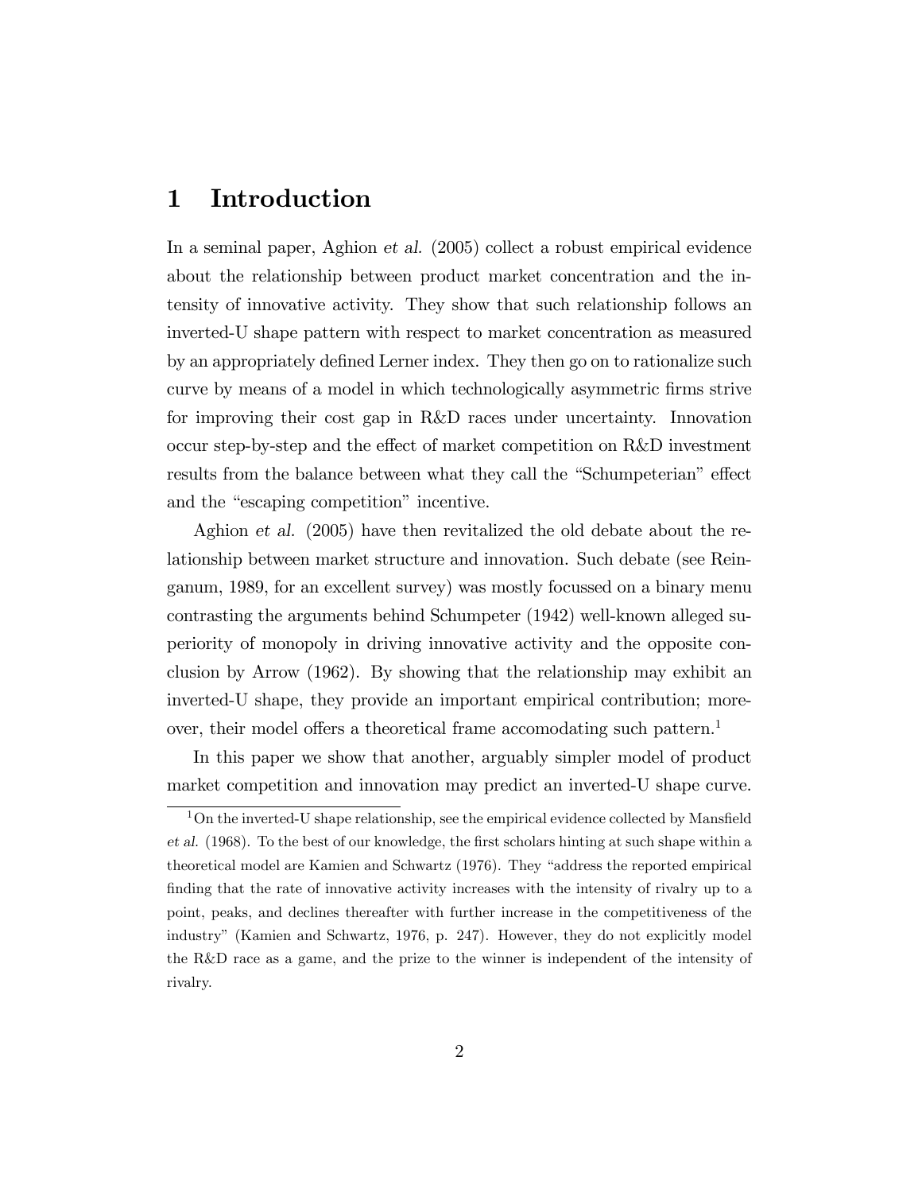# 1 Introduction

In a seminal paper, Aghion *et al.* (2005) collect a robust empirical evidence about the relationship between product market concentration and the intensity of innovative activity. They show that such relationship follows an inverted-U shape pattern with respect to market concentration as measured by an appropriately defined Lerner index. They then go on to rationalize such curve by means of a model in which technologically asymmetric firms strive for improving their cost gap in R&D races under uncertainty. Innovation occur step-by-step and the effect of market competition on R&D investment results from the balance between what they call the "Schumpeterian" effect and the "escaping competition" incentive.

Aghion *et al.* (2005) have then revitalized the old debate about the relationship between market structure and innovation. Such debate (see Reinganum, 1989, for an excellent survey) was mostly focussed on a binary menu contrasting the arguments behind Schumpeter (1942) well-known alleged superiority of monopoly in driving innovative activity and the opposite conclusion by Arrow (1962). By showing that the relationship may exhibit an inverted-U shape, they provide an important empirical contribution; moreover, their model offers a theoretical frame accomodating such pattern.[1]

In this paper we show that another, arguably simpler model of product market competition and innovation may predict an inverted-U shape curve.

[1] On the inverted-U shape relationship, see the empirical evidence collected by Mansfield *et al.* (1968). To the best of our knowledge, the first scholars hinting at such shape within a theoretical model are Kamien and Schwartz (1976). They "address the reported empirical finding that the rate of innovative activity increases with the intensity of rivalry up to a point, peaks, and declines thereafter with further increase in the competitiveness of the industry" (Kamien and Schwartz, 1976, p. 247). However, they do not explicitly model the R&D race as a game, and the prize to the winner is independent of the intensity of rivalry.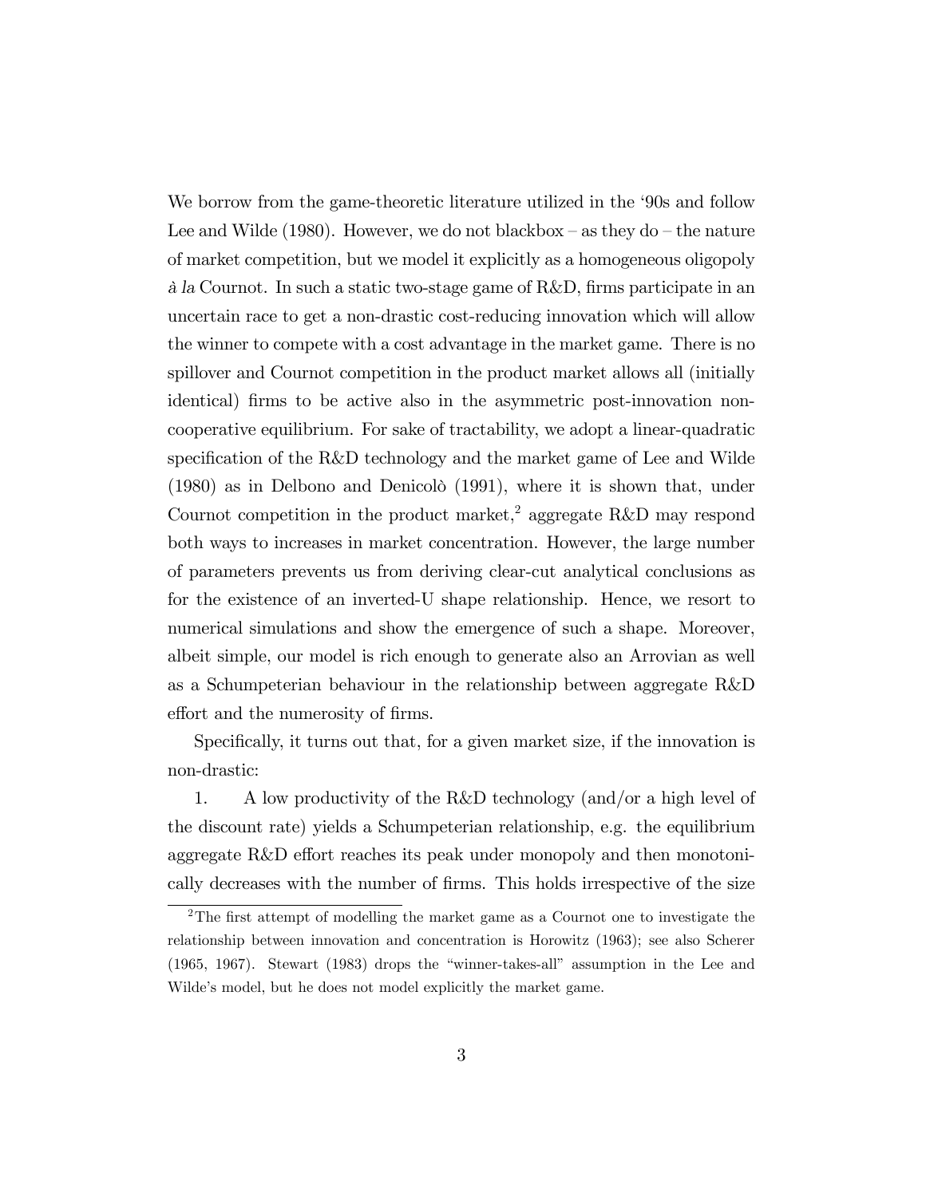We borrow from the game-theoretic literature utilized in the '90s and follow Lee and Wilde (1980). However, we do not blackbox – as they do – the nature of market competition, but we model it explicitly as a homogeneous oligopoly *à la* Cournot. In such a static two-stage game of R&D, firms participate in an uncertain race to get a non-drastic cost-reducing innovation which will allow the winner to compete with a cost advantage in the market game. There is no spillover and Cournot competition in the product market allows all (initially identical) firms to be active also in the asymmetric post-innovation non-cooperative equilibrium. For sake of tractability, we adopt a linear-quadratic specification of the R&D technology and the market game of Lee and Wilde (1980) as in Delbono and Denicolò (1991), where it is shown that, under Cournot competition in the product market,[2] aggregate R&D may respond both ways to increases in market concentration. However, the large number of parameters prevents us from deriving clear-cut analytical conclusions as for the existence of an inverted-U shape relationship. Hence, we resort to numerical simulations and show the emergence of such a shape. Moreover, albeit simple, our model is rich enough to generate also an Arrovian as well as a Schumpeterian behaviour in the relationship between aggregate R&D effort and the numerosity of firms.

Specifically, it turns out that, for a given market size, if the innovation is non-drastic:

1. A low productivity of the R&D technology (and/or a high level of the discount rate) yields a Schumpeterian relationship, e.g. the equilibrium aggregate R&D effort reaches its peak under monopoly and then monotonically decreases with the number of firms. This holds irrespective of the size

[2] The first attempt of modelling the market game as a Cournot one to investigate the relationship between innovation and concentration is Horowitz (1963); see also Scherer (1965, 1967). Stewart (1983) drops the "winner-takes-all" assumption in the Lee and Wilde's model, but he does not model explicitly the market game.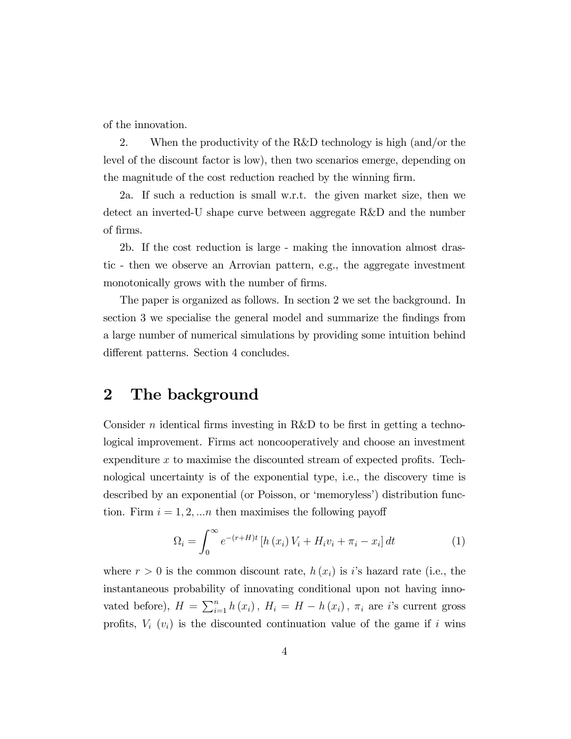of the innovation.

2. When the productivity of the R&D technology is high (and/or the level of the discount factor is low), then two scenarios emerge, depending on the magnitude of the cost reduction reached by the winning firm.

2a. If such a reduction is small w.r.t. the given market size, then we detect an inverted-U shape curve between aggregate R&D and the number of firms.

2b. If the cost reduction is large - making the innovation almost drastic - then we observe an Arrovian pattern, e.g., the aggregate investment monotonically grows with the number of firms.

The paper is organized as follows. In section 2 we set the background. In section 3 we specialise the general model and summarize the findings from a large number of numerical simulations by providing some intuition behind different patterns. Section 4 concludes.

## 2 The background

Consider $n$ identical firms investing in R&D to be first in getting a technological improvement. Firms act noncooperatively and choose an investment expenditure $x$ to maximise the discounted stream of expected profits. Technological uncertainty is of the exponential type, i.e., the discovery time is described by an exponential (or Poisson, or 'memoryless') distribution function. Firm $i = 1, 2, ...n$ then maximises the following payoff

$$\Omega_i = \int_0^{\infty} e^{-(r+H)t} \left[ h(x_i) V_i + H_i v_i + \pi_i - x_i \right] dt \tag{1}$$

where $r > 0$ is the common discount rate, $h(x_i)$ is $i$'s hazard rate (i.e., the instantaneous probability of innovating conditional upon not having innovated before), $H = \sum_{i=1}^{n} h(x_i)$, $H_i = H - h(x_i)$, $\pi_i$ are $i$'s current gross profits, $V_i$ ($v_i$) is the discounted continuation value of the game if $i$ wins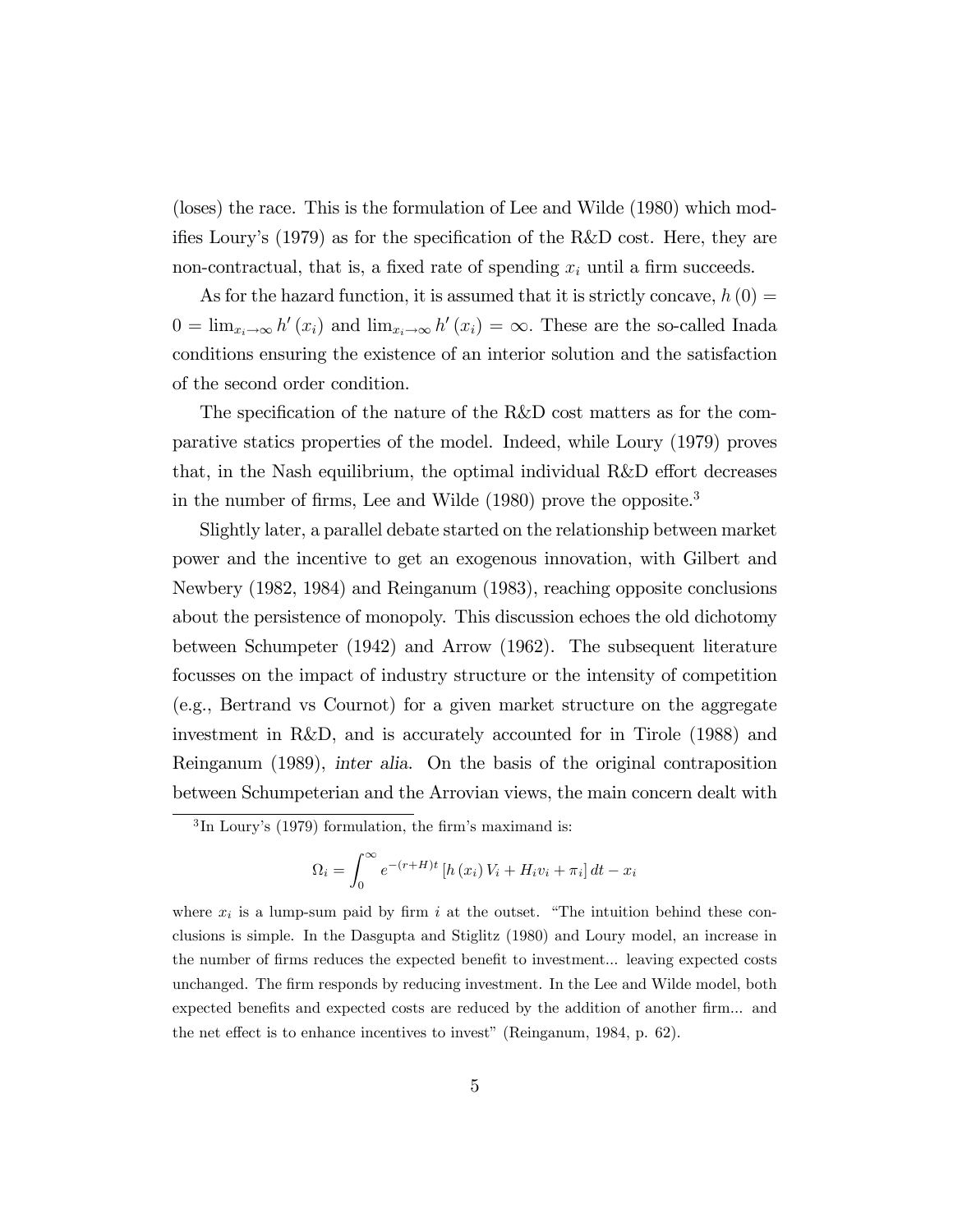(loses) the race. This is the formulation of Lee and Wilde (1980) which modifies Loury's (1979) as for the specification of the R&D cost. Here, they are non-contractual, that is, a fixed rate of spending $x_i$ until a firm succeeds.

As for the hazard function, it is assumed that it is strictly concave, $h(0) = 0 = \lim_{x_i \to \infty} h'(x_i)$ and $\lim_{x_i \to \infty} h'(x_i) = \infty$. These are the so-called Inada conditions ensuring the existence of an interior solution and the satisfaction of the second order condition.

The specification of the nature of the R&D cost matters as for the comparative statics properties of the model. Indeed, while Loury (1979) proves that, in the Nash equilibrium, the optimal individual R&D effort decreases in the number of firms, Lee and Wilde (1980) prove the opposite.[3]

Slightly later, a parallel debate started on the relationship between market power and the incentive to get an exogenous innovation, with Gilbert and Newbery (1982, 1984) and Reinganum (1983), reaching opposite conclusions about the persistence of monopoly. This discussion echoes the old dichotomy between Schumpeter (1942) and Arrow (1962). The subsequent literature focusses on the impact of industry structure or the intensity of competition (e.g., Bertrand vs Cournot) for a given market structure on the aggregate investment in R&D, and is accurately accounted for in Tirole (1988) and Reinganum (1989), *inter alia*. On the basis of the original contraposition between Schumpeterian and the Arrovian views, the main concern dealt with

[3] In Loury's (1979) formulation, the firm's maximand is:

$$\Omega_i = \int_0^{\infty} e^{-(r+H)t} \left[ h(x_i) V_i + H_i v_i + \pi_i \right] dt - x_i$$

where $x_i$ is a lump-sum paid by firm $i$ at the outset. "The intuition behind these conclusions is simple. In the Dasgupta and Stiglitz (1980) and Loury model, an increase in the number of firms reduces the expected benefit to investment... leaving expected costs unchanged. The firm responds by reducing investment. In the Lee and Wilde model, both expected benefits and expected costs are reduced by the addition of another firm... and the net effect is to enhance incentives to invest" (Reinganum, 1984, p. 62).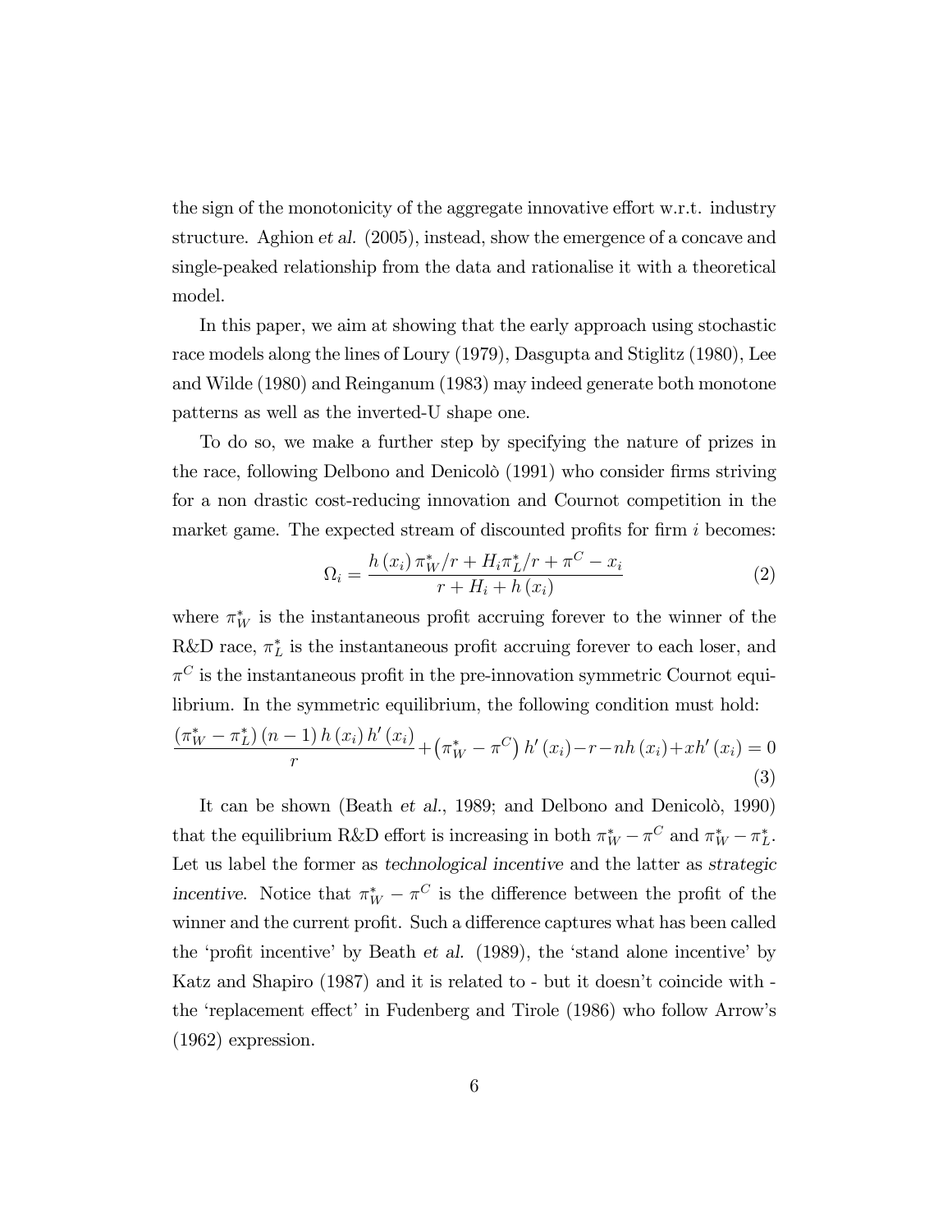the sign of the monotonicity of the aggregate innovative effort w.r.t. industry structure. Aghion *et al.* (2005), instead, show the emergence of a concave and single-peaked relationship from the data and rationalise it with a theoretical model.

In this paper, we aim at showing that the early approach using stochastic race models along the lines of Loury (1979), Dasgupta and Stiglitz (1980), Lee and Wilde (1980) and Reinganum (1983) may indeed generate both monotone patterns as well as the inverted-U shape one.

To do so, we make a further step by specifying the nature of prizes in the race, following Delbono and Denicolò (1991) who consider firms striving for a non drastic cost-reducing innovation and Cournot competition in the market game. The expected stream of discounted profits for firm $i$ becomes:

$$\Omega_i = \frac{h(x_i)\,\pi_W^*/r + H_i \pi_L^*/r + \pi^C - x_i}{r + H_i + h(x_i)} \tag{2}$$

where $\pi_W^*$ is the instantaneous profit accruing forever to the winner of the R&D race, $\pi_L^*$ is the instantaneous profit accruing forever to each loser, and $\pi^C$ is the instantaneous profit in the pre-innovation symmetric Cournot equilibrium. In the symmetric equilibrium, the following condition must hold:

$$\frac{(\pi_W^* - \pi_L^*)(n-1)\,h(x_i)\,h'(x_i)}{r} + \left(\pi_W^* - \pi^C\right) h'(x_i) - r - nh(x_i) + xh'(x_i) = 0 \tag{3}$$

It can be shown (Beath *et al.*, 1989; and Delbono and Denicolò, 1990) that the equilibrium R&D effort is increasing in both $\pi_W^* - \pi^C$ and $\pi_W^* - \pi_L^*$. Let us label the former as *technological incentive* and the latter as *strategic incentive*. Notice that $\pi_W^* - \pi^C$ is the difference between the profit of the winner and the current profit. Such a difference captures what has been called the 'profit incentive' by Beath *et al.* (1989), the 'stand alone incentive' by Katz and Shapiro (1987) and it is related to - but it doesn't coincide with - the 'replacement effect' in Fudenberg and Tirole (1986) who follow Arrow's (1962) expression.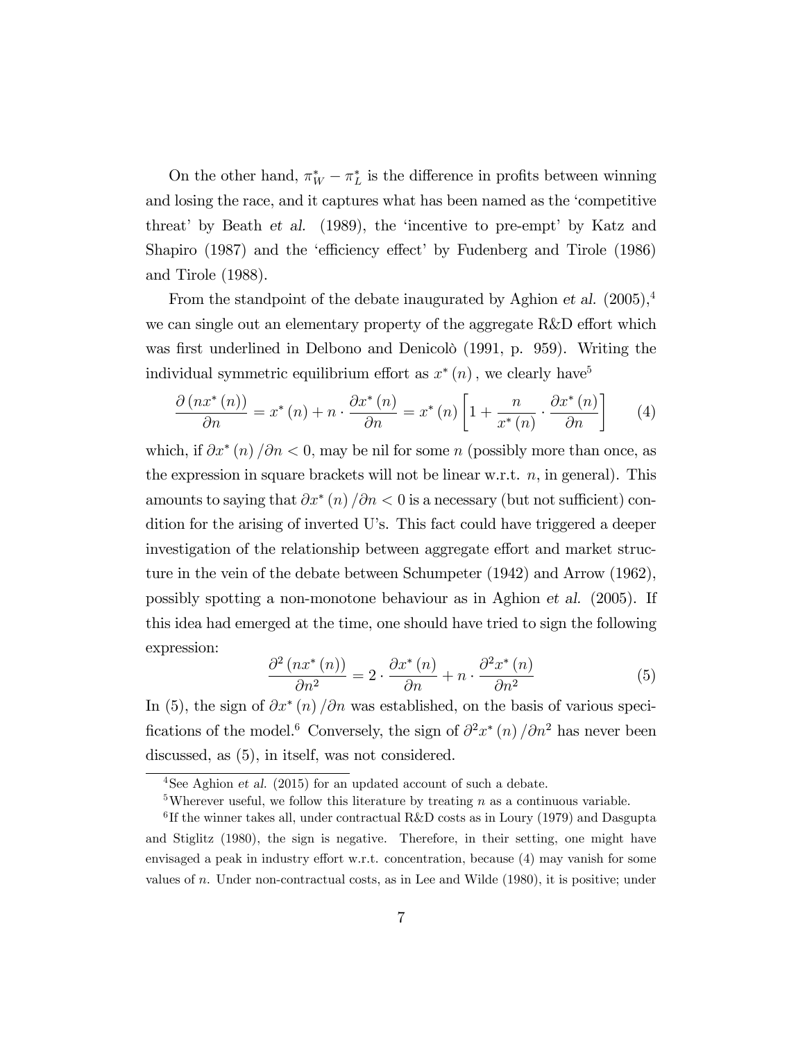On the other hand, $\pi_W^* - \pi_L^*$ is the difference in profits between winning and losing the race, and it captures what has been named as the 'competitive threat' by Beath *et al.* (1989), the 'incentive to pre-empt' by Katz and Shapiro (1987) and the 'efficiency effect' by Fudenberg and Tirole (1986) and Tirole (1988).

From the standpoint of the debate inaugurated by Aghion *et al.* (2005),[4] we can single out an elementary property of the aggregate R&D effort which was first underlined in Delbono and Denicolò (1991, p. 959). Writing the individual symmetric equilibrium effort as $x^*(n)$, we clearly have[5]

$$\frac{\partial (nx^*(n))}{\partial n} = x^*(n) + n \cdot \frac{\partial x^*(n)}{\partial n} = x^*(n)\left[1 + \frac{n}{x^*(n)} \cdot \frac{\partial x^*(n)}{\partial n}\right] \tag{4}$$

which, if $\partial x^*(n)/\partial n < 0$, may be nil for some $n$ (possibly more than once, as the expression in square brackets will not be linear w.r.t. $n$, in general). This amounts to saying that $\partial x^*(n)/\partial n < 0$ is a necessary (but not sufficient) condition for the arising of inverted U's. This fact could have triggered a deeper investigation of the relationship between aggregate effort and market structure in the vein of the debate between Schumpeter (1942) and Arrow (1962), possibly spotting a non-monotone behaviour as in Aghion *et al.* (2005). If this idea had emerged at the time, one should have tried to sign the following expression:

$$\frac{\partial^2 (nx^*(n))}{\partial n^2} = 2 \cdot \frac{\partial x^*(n)}{\partial n} + n \cdot \frac{\partial^2 x^*(n)}{\partial n^2} \tag{5}$$

In (5), the sign of $\partial x^*(n)/\partial n$ was established, on the basis of various specifications of the model.[6] Conversely, the sign of $\partial^2 x^*(n)/\partial n^2$ has never been discussed, as (5), in itself, was not considered.

---

[4] See Aghion *et al.* (2015) for an updated account of such a debate.

[5] Wherever useful, we follow this literature by treating $n$ as a continuous variable.

[6] If the winner takes all, under contractual R&D costs as in Loury (1979) and Dasgupta and Stiglitz (1980), the sign is negative. Therefore, in their setting, one might have envisaged a peak in industry effort w.r.t. concentration, because (4) may vanish for some values of $n$. Under non-contractual costs, as in Lee and Wilde (1980), it is positive; under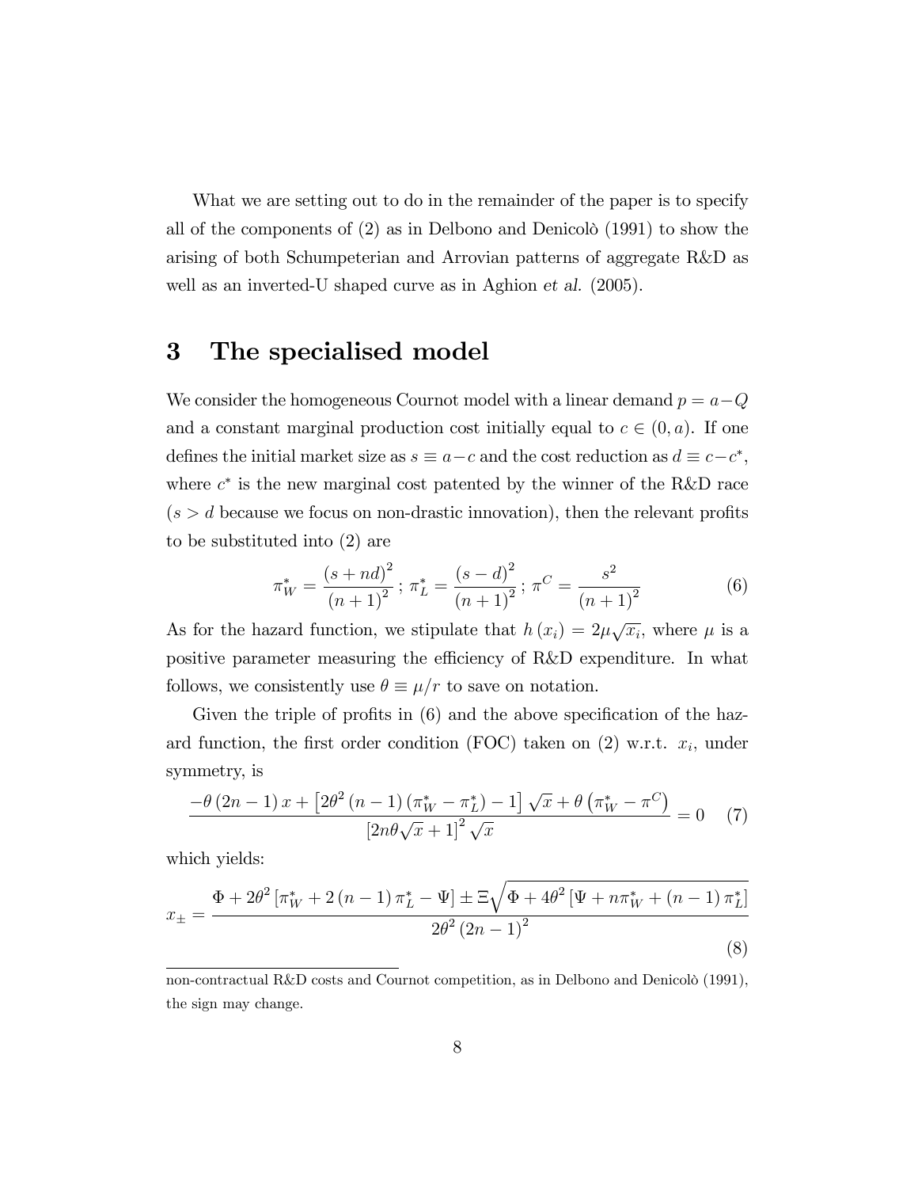What we are setting out to do in the remainder of the paper is to specify all of the components of (2) as in Delbono and Denicolò (1991) to show the arising of both Schumpeterian and Arrovian patterns of aggregate R&D as well as an inverted-U shaped curve as in Aghion *et al.* (2005).

## 3 The specialised model

We consider the homogeneous Cournot model with a linear demand $p = a - Q$ and a constant marginal production cost initially equal to $c \in (0, a)$. If one defines the initial market size as $s \equiv a - c$ and the cost reduction as $d \equiv c - c^*$, where $c^*$ is the new marginal cost patented by the winner of the R&D race ($s > d$ because we focus on non-drastic innovation), then the relevant profits to be substituted into (2) are

$$\pi_W^* = \frac{(s + nd)^2}{(n+1)^2} \, ; \, \pi_L^* = \frac{(s - d)^2}{(n+1)^2} \, ; \, \pi^C = \frac{s^2}{(n+1)^2} \tag{6}$$

As for the hazard function, we stipulate that $h(x_i) = 2\mu\sqrt{x_i}$, where $\mu$ is a positive parameter measuring the efficiency of R&D expenditure. In what follows, we consistently use $\theta \equiv \mu/r$ to save on notation.

Given the triple of profits in (6) and the above specification of the hazard function, the first order condition (FOC) taken on (2) w.r.t. $x_i$, under symmetry, is

$$\frac{-\theta(2n-1)x + \left[2\theta^2(n-1)(\pi_W^* - \pi_L^*) - 1\right]\sqrt{x} + \theta\left(\pi_W^* - \pi^C\right)}{\left[2n\theta\sqrt{x} + 1\right]^2\sqrt{x}} = 0 \tag{7}$$

which yields:

$$x_{\pm} = \frac{\Phi + 2\theta^2\left[\pi_W^* + 2(n-1)\pi_L^* - \Psi\right] \pm \Xi\sqrt{\Phi + 4\theta^2\left[\Psi + n\pi_W^* + (n-1)\pi_L^*\right]}}{2\theta^2(2n-1)^2} \tag{8}$$

non-contractual R&D costs and Cournot competition, as in Delbono and Denicolò (1991), the sign may change.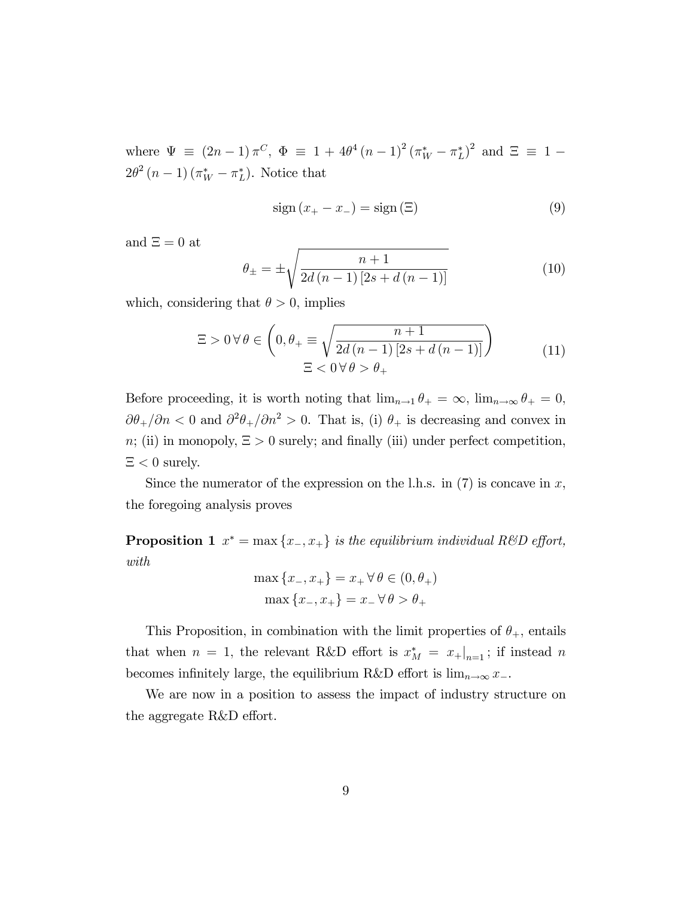where $\Psi \equiv (2n-1)\pi^C$, $\Phi \equiv 1 + 4\theta^4 (n-1)^2 (\pi_W^* - \pi_L^*)^2$ and $\Xi \equiv 1 - 2\theta^2 (n-1)(\pi_W^* - \pi_L^*)$. Notice that

$$\text{sign}(x_+ - x_-) = \text{sign}(\Xi) \tag{9}$$

and $\Xi = 0$ at

$$\theta_\pm = \pm\sqrt{\frac{n+1}{2d(n-1)[2s + d(n-1)]}} \tag{10}$$

which, considering that $\theta > 0$, implies

$$\begin{gathered}\Xi > 0 \, \forall \, \theta \in \left(0, \theta_+ \equiv \sqrt{\frac{n+1}{2d(n-1)[2s+d(n-1)]}}\right) \\ \Xi < 0 \, \forall \, \theta > \theta_+\end{gathered} \tag{11}$$

Before proceeding, it is worth noting that $\lim_{n\to 1}\theta_+ = \infty$, $\lim_{n\to\infty}\theta_+ = 0$, $\partial\theta_+/\partial n < 0$ and $\partial^2\theta_+/\partial n^2 > 0$. That is, (i) $\theta_+$ is decreasing and convex in $n$; (ii) in monopoly, $\Xi > 0$ surely; and finally (iii) under perfect competition, $\Xi < 0$ surely.

Since the numerator of the expression on the l.h.s. in (7) is concave in $x$, the foregoing analysis proves

**Proposition 1** *$x^* = \max\{x_-, x_+\}$ is the equilibrium individual R&D effort, with*

$$\begin{gathered}\max\{x_-, x_+\} = x_+ \, \forall \, \theta \in (0, \theta_+) \\ \max\{x_-, x_+\} = x_- \, \forall \, \theta > \theta_+\end{gathered}$$

This Proposition, in combination with the limit properties of $\theta_+$, entails that when $n = 1$, the relevant R&D effort is $x_M^* = x_+|_{n=1}$; if instead $n$ becomes infinitely large, the equilibrium R&D effort is $\lim_{n\to\infty} x_-$.

We are now in a position to assess the impact of industry structure on the aggregate R&D effort.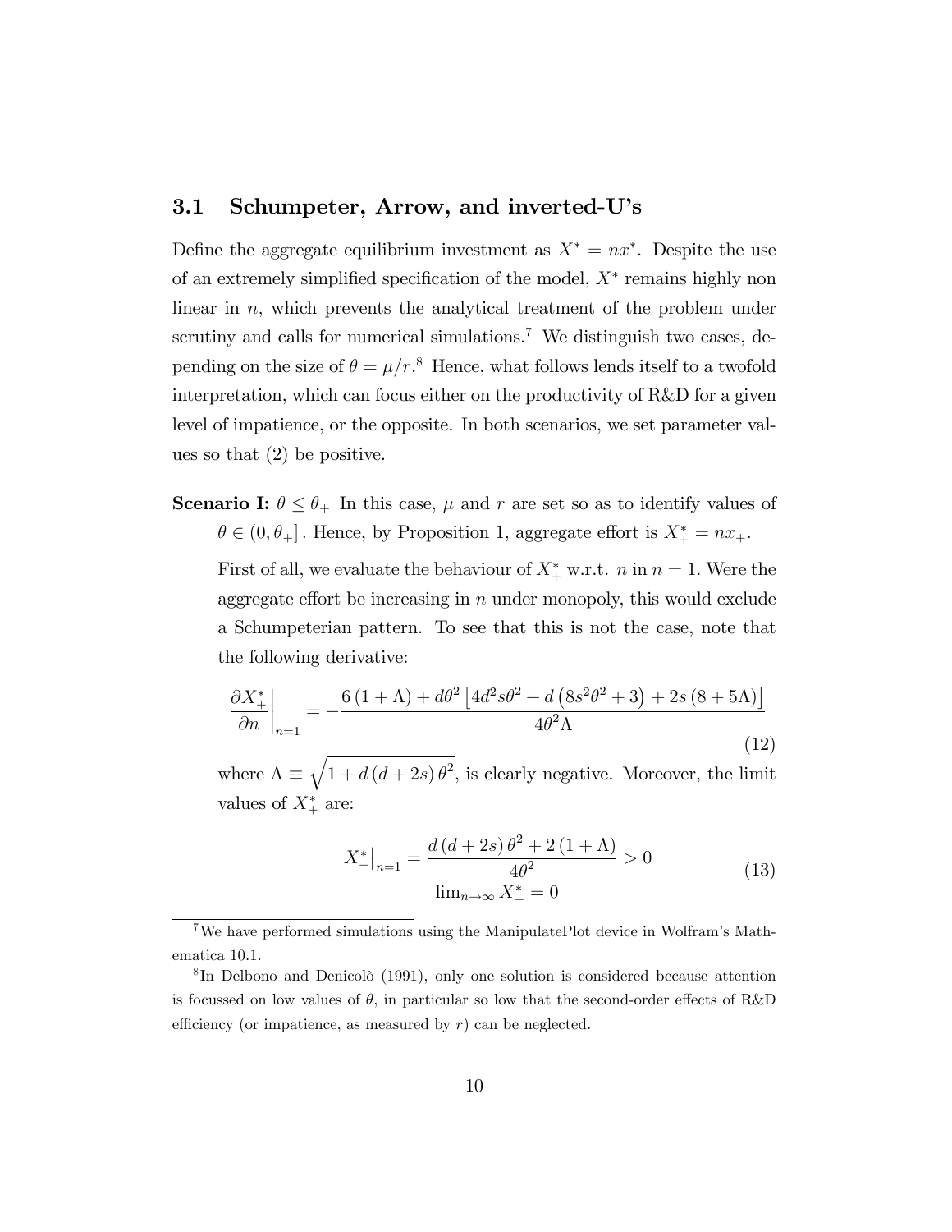### 3.1 Schumpeter, Arrow, and inverted-U's

Define the aggregate equilibrium investment as $X^* = nx^*$. Despite the use of an extremely simplified specification of the model, $X^*$ remains highly non linear in $n$, which prevents the analytical treatment of the problem under scrutiny and calls for numerical simulations.[7] We distinguish two cases, depending on the size of $\theta = \mu/r$.[8] Hence, what follows lends itself to a twofold interpretation, which can focus either on the productivity of R&D for a given level of impatience, or the opposite. In both scenarios, we set parameter values so that (2) be positive.

**Scenario I:** $\theta \leq \theta_+$ In this case, $\mu$ and $r$ are set so as to identify values of $\theta \in (0, \theta_+]$. Hence, by Proposition 1, aggregate effort is $X_+^* = nx_+$.

First of all, we evaluate the behaviour of $X_+^*$ w.r.t. $n$ in $n = 1$. Were the aggregate effort be increasing in $n$ under monopoly, this would exclude a Schumpeterian pattern. To see that this is not the case, note that the following derivative:

$$\left.\frac{\partial X_+^*}{\partial n}\right|_{n=1} = -\frac{6(1+\Lambda) + d\theta^2 \left[4d^2 s\theta^2 + d\left(8s^2\theta^2 + 3\right) + 2s(8+5\Lambda)\right]}{4\theta^2 \Lambda} \tag{12}$$

where $\Lambda \equiv \sqrt{1 + d(d+2s)\theta^2}$, is clearly negative. Moreover, the limit values of $X_+^*$ are:

$$\begin{array}{c} X_+^*\big|_{n=1} = \dfrac{d(d+2s)\theta^2 + 2(1+\Lambda)}{4\theta^2} > 0 \\ \lim_{n\to\infty} X_+^* = 0 \end{array} \tag{13}$$

---

[7] We have performed simulations using the ManipulatePlot device in Wolfram's Mathematica 10.1.

[8] In Delbono and Denicolò (1991), only one solution is considered because attention is focussed on low values of $\theta$, in particular so low that the second-order effects of R&D efficiency (or impatience, as measured by $r$) can be neglected.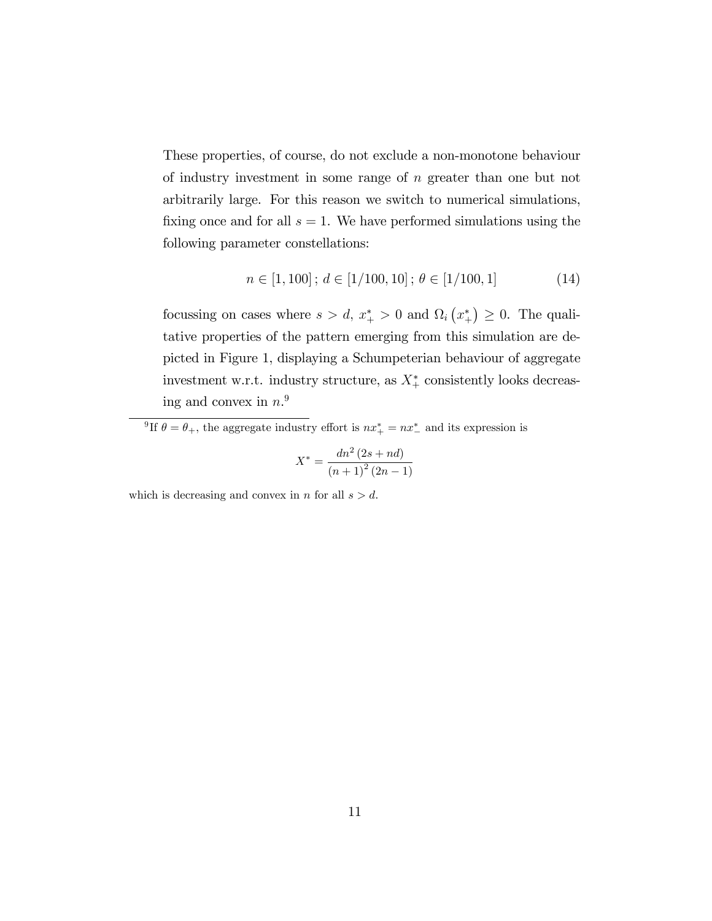These properties, of course, do not exclude a non-monotone behaviour of industry investment in some range of $n$ greater than one but not arbitrarily large. For this reason we switch to numerical simulations, fixing once and for all $s = 1$. We have performed simulations using the following parameter constellations:

$$n \in [1, 100]\,;\; d \in [1/100, 10]\,;\; \theta \in [1/100, 1] \tag{14}$$

focussing on cases where $s > d$, $x_+^* > 0$ and $\Omega_i\left(x_+^*\right) \geq 0$. The qualitative properties of the pattern emerging from this simulation are depicted in Figure 1, displaying a Schumpeterian behaviour of aggregate investment w.r.t. industry structure, as $X_+^*$ consistently looks decreasing and convex in $n$.[9]

---

[9] If $\theta = \theta_+$, the aggregate industry effort is $nx_+^* = nx_-^*$ and its expression is

$$X^* = \frac{dn^2\left(2s + nd\right)}{\left(n+1\right)^2\left(2n-1\right)}$$

which is decreasing and convex in $n$ for all $s > d$.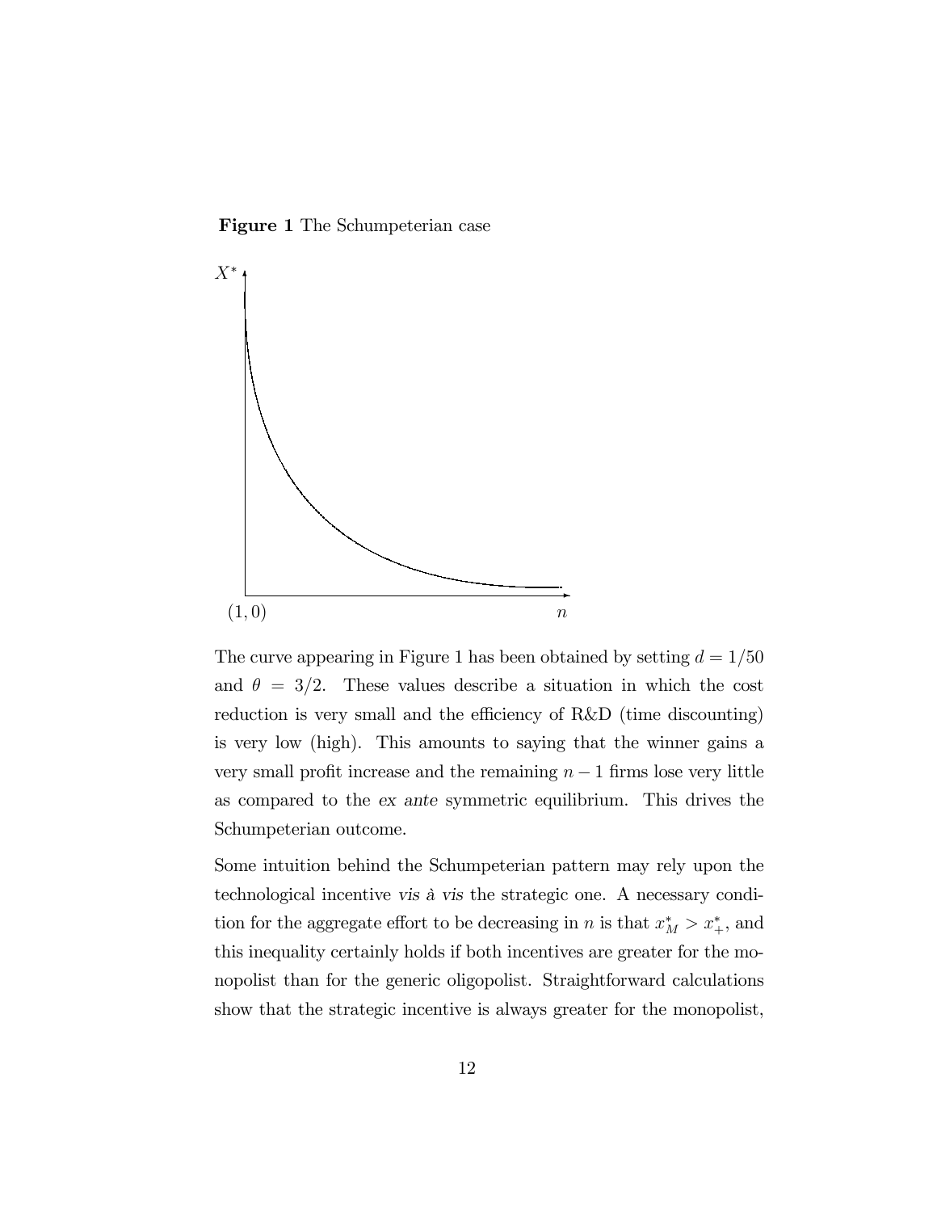**Figure 1** The Schumpeterian case

The curve appearing in Figure 1 has been obtained by setting $d = 1/50$ and $\theta = 3/2$. These values describe a situation in which the cost reduction is very small and the efficiency of R&D (time discounting) is very low (high). This amounts to saying that the winner gains a very small profit increase and the remaining $n - 1$ firms lose very little as compared to the *ex ante* symmetric equilibrium. This drives the Schumpeterian outcome.

Some intuition behind the Schumpeterian pattern may rely upon the technological incentive *vis à vis* the strategic one. A necessary condition for the aggregate effort to be decreasing in $n$ is that $x_M^* > x_+^*$, and this inequality certainly holds if both incentives are greater for the monopolist than for the generic oligopolist. Straightforward calculations show that the strategic incentive is always greater for the monopolist,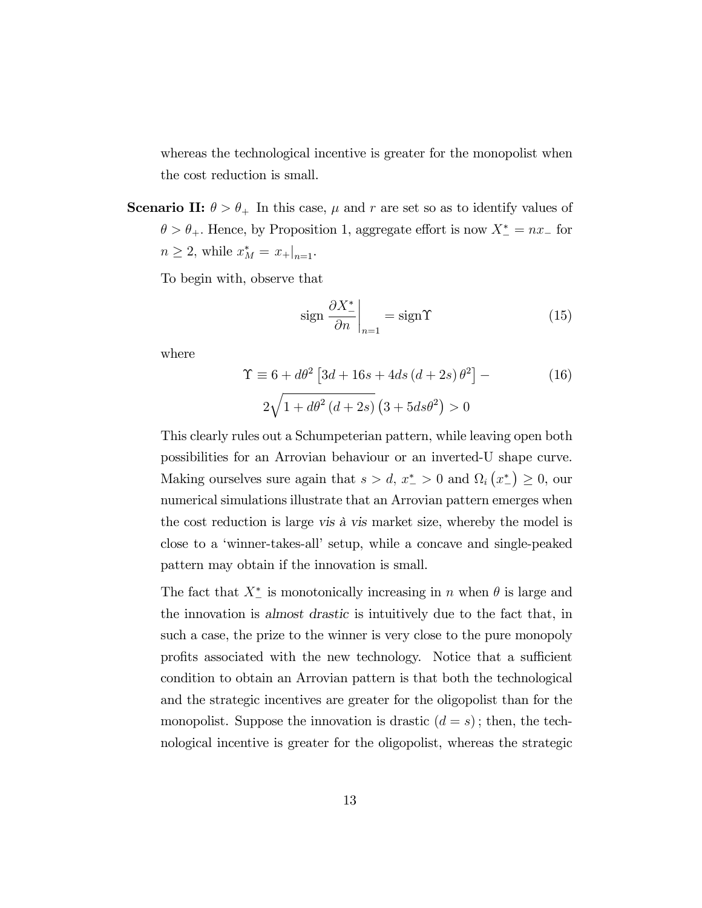whereas the technological incentive is greater for the monopolist when the cost reduction is small.

**Scenario II:** $\theta > \theta_+$ In this case, $\mu$ and $r$ are set so as to identify values of $\theta > \theta_+$. Hence, by Proposition 1, aggregate effort is now $X_-^* = nx_-$ for $n \geq 2$, while $x_M^* = x_+|_{n=1}$.

To begin with, observe that

$$\text{sign} \left. \frac{\partial X_-^*}{\partial n} \right|_{n=1} = \text{sign} \Upsilon \tag{15}$$

where

$$\Upsilon \equiv 6 + d\theta^2 \left[ 3d + 16s + 4ds\left(d + 2s\right)\theta^2 \right] - 2\sqrt{1 + d\theta^2\left(d + 2s\right)}\left(3 + 5ds\theta^2\right) > 0 \tag{16}$$

This clearly rules out a Schumpeterian pattern, while leaving open both possibilities for an Arrovian behaviour or an inverted-U shape curve. Making ourselves sure again that $s > d$, $x_-^* > 0$ and $\Omega_i\left(x_-^*\right) \geq 0$, our numerical simulations illustrate that an Arrovian pattern emerges when the cost reduction is large *vis à vis* market size, whereby the model is close to a 'winner-takes-all' setup, while a concave and single-peaked pattern may obtain if the innovation is small.

The fact that $X_-^*$ is monotonically increasing in $n$ when $\theta$ is large and the innovation is *almost drastic* is intuitively due to the fact that, in such a case, the prize to the winner is very close to the pure monopoly profits associated with the new technology. Notice that a sufficient condition to obtain an Arrovian pattern is that both the technological and the strategic incentives are greater for the oligopolist than for the monopolist. Suppose the innovation is drastic $(d = s)$; then, the technological incentive is greater for the oligopolist, whereas the strategic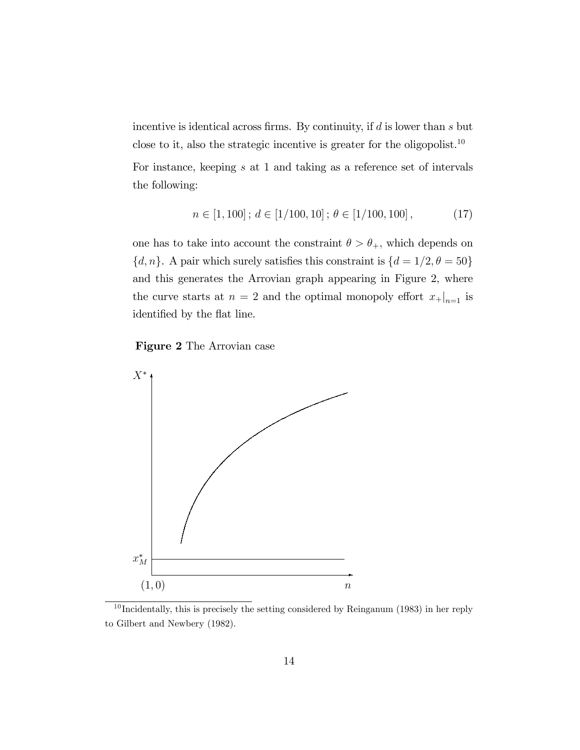incentive is identical across firms. By continuity, if $d$ is lower than $s$ but close to it, also the strategic incentive is greater for the oligopolist.[10]

For instance, keeping $s$ at 1 and taking as a reference set of intervals the following:

$$n \in [1, 100] \,;\, d \in [1/100, 10] \,;\, \theta \in [1/100, 100] \,, \tag{17}$$

one has to take into account the constraint $\theta > \theta_+$, which depends on $\{d, n\}$. A pair which surely satisfies this constraint is $\{d = 1/2, \theta = 50\}$ and this generates the Arrovian graph appearing in Figure 2, where the curve starts at $n = 2$ and the optimal monopoly effort $x_+|_{n=1}$ is identified by the flat line.

**Figure 2** The Arrovian case

[10] Incidentally, this is precisely the setting considered by Reinganum (1983) in her reply to Gilbert and Newbery (1982).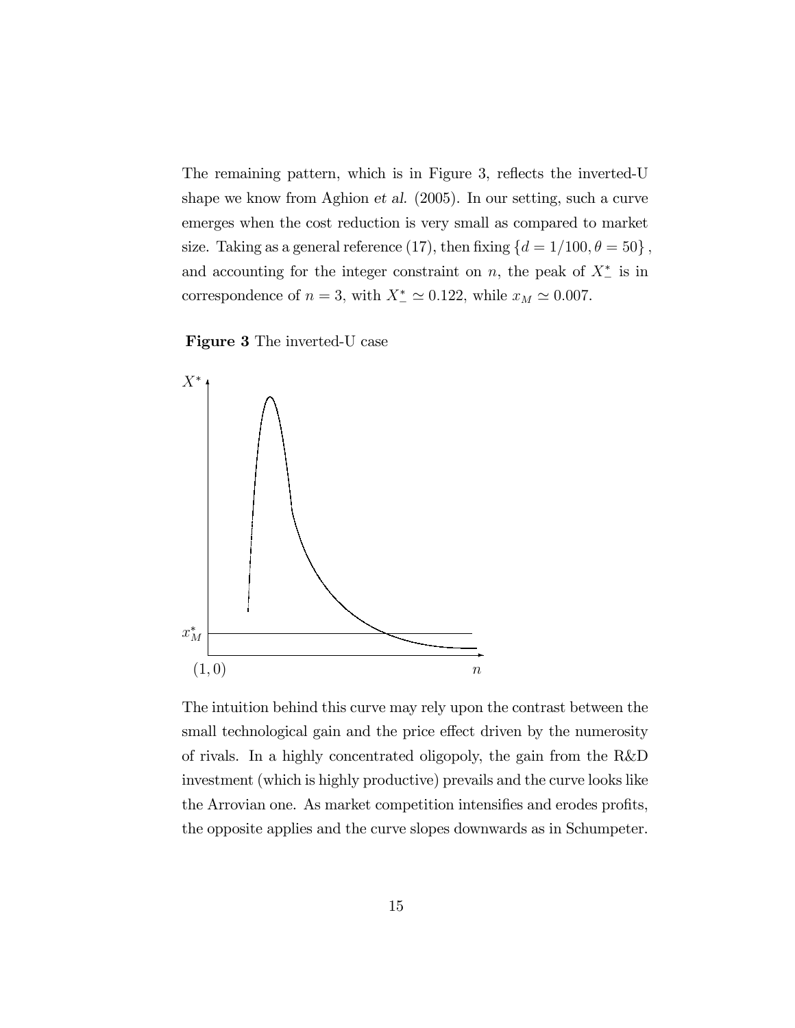The remaining pattern, which is in Figure 3, reflects the inverted-U shape we know from Aghion *et al.* (2005). In our setting, such a curve emerges when the cost reduction is very small as compared to market size. Taking as a general reference (17), then fixing $\{d = 1/100, \theta = 50\}$, and accounting for the integer constraint on $n$, the peak of $X_{-}^{*}$ is in correspondence of $n = 3$, with $X_{-}^{*} \simeq 0.122$, while $x_M \simeq 0.007$.

**Figure 3** The inverted-U case

The intuition behind this curve may rely upon the contrast between the small technological gain and the price effect driven by the numerosity of rivals. In a highly concentrated oligopoly, the gain from the R&D investment (which is highly productive) prevails and the curve looks like the Arrovian one. As market competition intensifies and erodes profits, the opposite applies and the curve slopes downwards as in Schumpeter.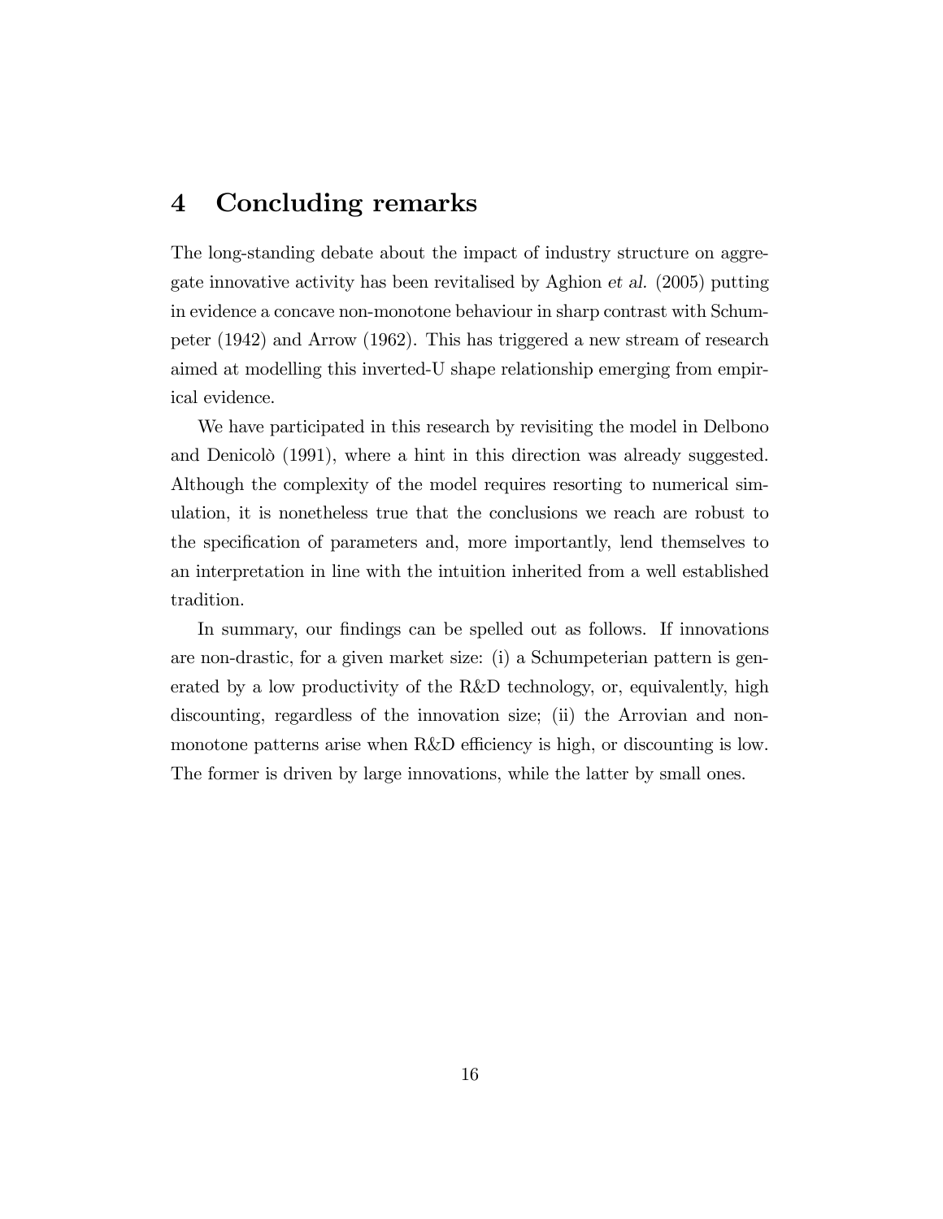## 4 Concluding remarks

The long-standing debate about the impact of industry structure on aggregate innovative activity has been revitalised by Aghion *et al.* (2005) putting in evidence a concave non-monotone behaviour in sharp contrast with Schumpeter (1942) and Arrow (1962). This has triggered a new stream of research aimed at modelling this inverted-U shape relationship emerging from empirical evidence.

We have participated in this research by revisiting the model in Delbono and Denicolò (1991), where a hint in this direction was already suggested. Although the complexity of the model requires resorting to numerical simulation, it is nonetheless true that the conclusions we reach are robust to the specification of parameters and, more importantly, lend themselves to an interpretation in line with the intuition inherited from a well established tradition.

In summary, our findings can be spelled out as follows. If innovations are non-drastic, for a given market size: (i) a Schumpeterian pattern is generated by a low productivity of the R&D technology, or, equivalently, high discounting, regardless of the innovation size; (ii) the Arrovian and non-monotone patterns arise when R&D efficiency is high, or discounting is low. The former is driven by large innovations, while the latter by small ones.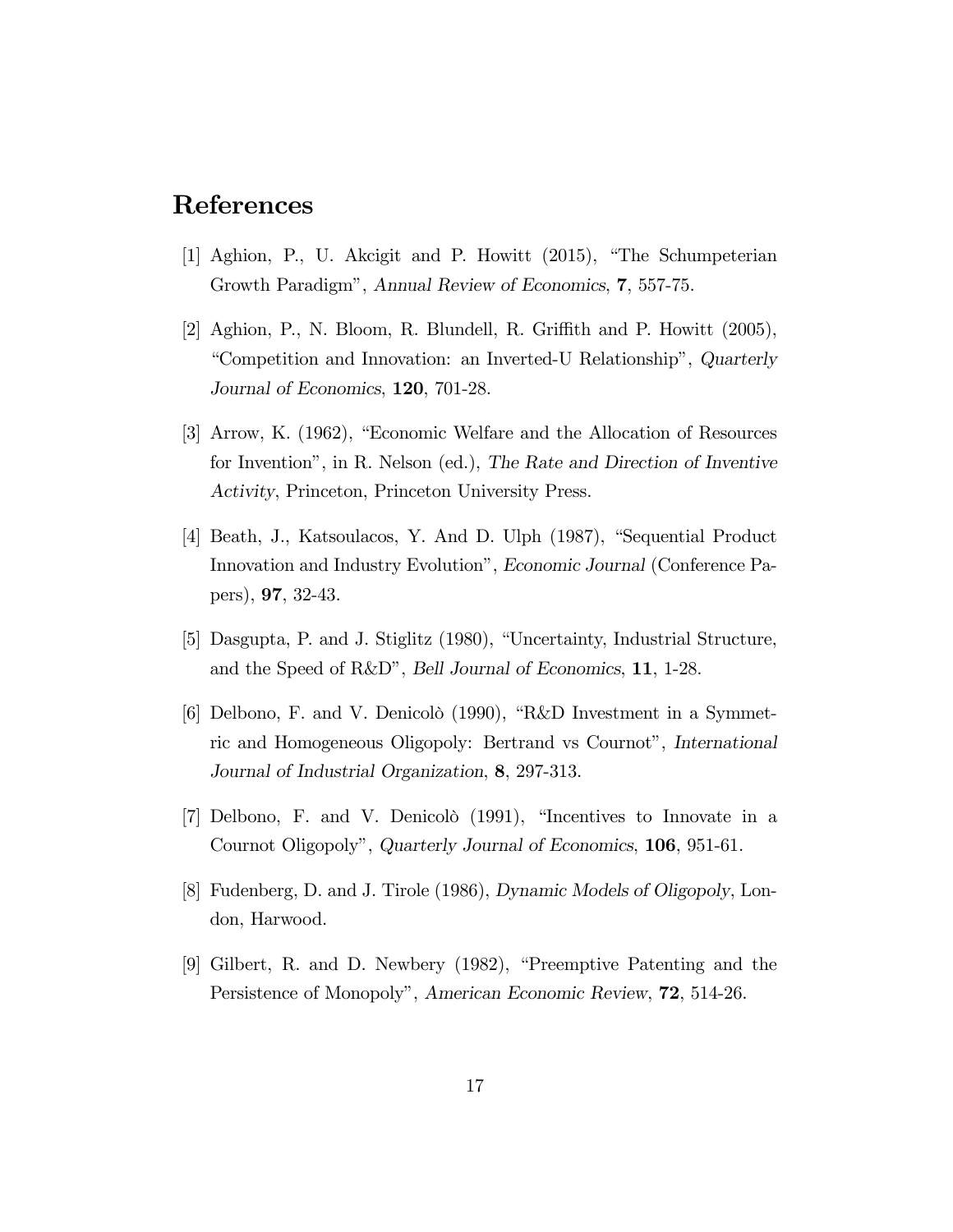## References

[1] Aghion, P., U. Akcigit and P. Howitt (2015), "The Schumpeterian Growth Paradigm", *Annual Review of Economics*, **7**, 557-75.

[2] Aghion, P., N. Bloom, R. Blundell, R. Griffith and P. Howitt (2005), "Competition and Innovation: an Inverted-U Relationship", *Quarterly Journal of Economics*, **120**, 701-28.

[3] Arrow, K. (1962), "Economic Welfare and the Allocation of Resources for Invention", in R. Nelson (ed.), *The Rate and Direction of Inventive Activity*, Princeton, Princeton University Press.

[4] Beath, J., Katsoulacos, Y. And D. Ulph (1987), "Sequential Product Innovation and Industry Evolution", *Economic Journal* (Conference Papers), **97**, 32-43.

[5] Dasgupta, P. and J. Stiglitz (1980), "Uncertainty, Industrial Structure, and the Speed of R&D", *Bell Journal of Economics*, **11**, 1-28.

[6] Delbono, F. and V. Denicolò (1990), "R&D Investment in a Symmetric and Homogeneous Oligopoly: Bertrand vs Cournot", *International Journal of Industrial Organization*, **8**, 297-313.

[7] Delbono, F. and V. Denicolò (1991), "Incentives to Innovate in a Cournot Oligopoly", *Quarterly Journal of Economics*, **106**, 951-61.

[8] Fudenberg, D. and J. Tirole (1986), *Dynamic Models of Oligopoly*, London, Harwood.

[9] Gilbert, R. and D. Newbery (1982), "Preemptive Patenting and the Persistence of Monopoly", *American Economic Review*, **72**, 514-26.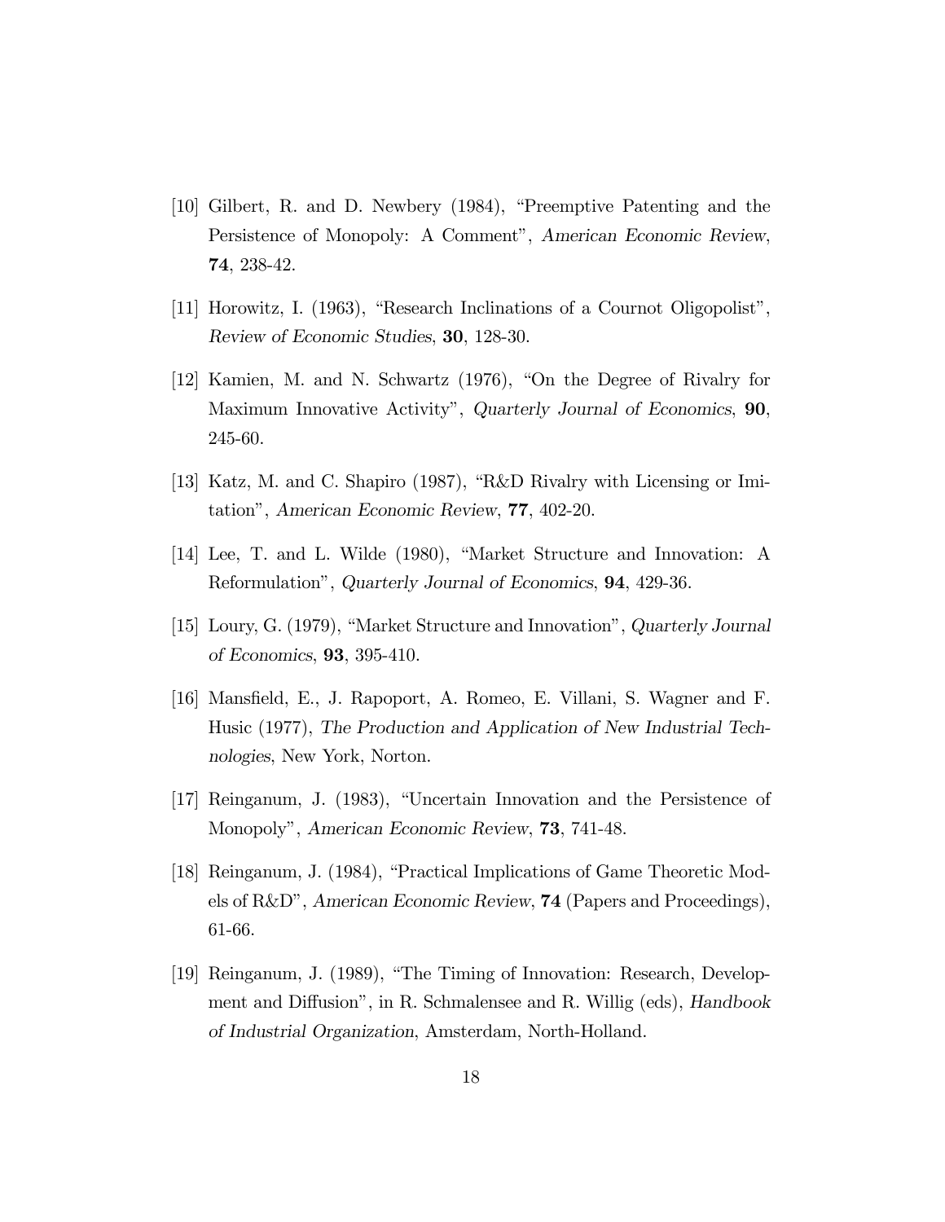[10] Gilbert, R. and D. Newbery (1984), "Preemptive Patenting and the Persistence of Monopoly: A Comment", *American Economic Review*, **74**, 238-42.

[11] Horowitz, I. (1963), "Research Inclinations of a Cournot Oligopolist", *Review of Economic Studies*, **30**, 128-30.

[12] Kamien, M. and N. Schwartz (1976), "On the Degree of Rivalry for Maximum Innovative Activity", *Quarterly Journal of Economics*, **90**, 245-60.

[13] Katz, M. and C. Shapiro (1987), "R&D Rivalry with Licensing or Imitation", *American Economic Review*, **77**, 402-20.

[14] Lee, T. and L. Wilde (1980), "Market Structure and Innovation: A Reformulation", *Quarterly Journal of Economics*, **94**, 429-36.

[15] Loury, G. (1979), "Market Structure and Innovation", *Quarterly Journal of Economics*, **93**, 395-410.

[16] Mansfield, E., J. Rapoport, A. Romeo, E. Villani, S. Wagner and F. Husic (1977), *The Production and Application of New Industrial Technologies*, New York, Norton.

[17] Reinganum, J. (1983), "Uncertain Innovation and the Persistence of Monopoly", *American Economic Review*, **73**, 741-48.

[18] Reinganum, J. (1984), "Practical Implications of Game Theoretic Models of R&D", *American Economic Review*, **74** (Papers and Proceedings), 61-66.

[19] Reinganum, J. (1989), "The Timing of Innovation: Research, Development and Diffusion", in R. Schmalensee and R. Willig (eds), *Handbook of Industrial Organization*, Amsterdam, North-Holland.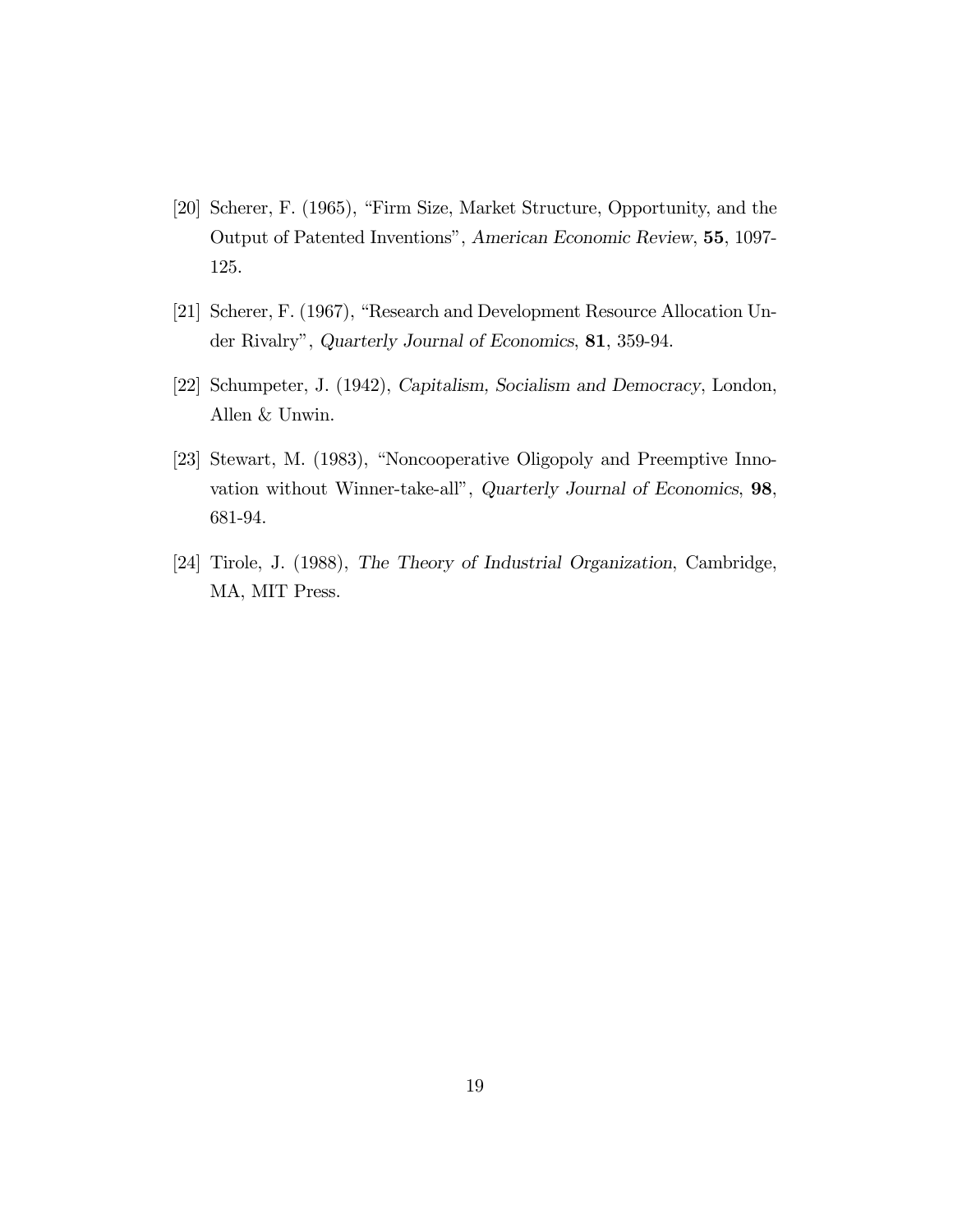[20] Scherer, F. (1965), "Firm Size, Market Structure, Opportunity, and the Output of Patented Inventions", *American Economic Review*, **55**, 1097-125.

[21] Scherer, F. (1967), "Research and Development Resource Allocation Under Rivalry", *Quarterly Journal of Economics*, **81**, 359-94.

[22] Schumpeter, J. (1942), *Capitalism, Socialism and Democracy*, London, Allen & Unwin.

[23] Stewart, M. (1983), "Noncooperative Oligopoly and Preemptive Innovation without Winner-take-all", *Quarterly Journal of Economics*, **98**, 681-94.

[24] Tirole, J. (1988), *The Theory of Industrial Organization*, Cambridge, MA, MIT Press.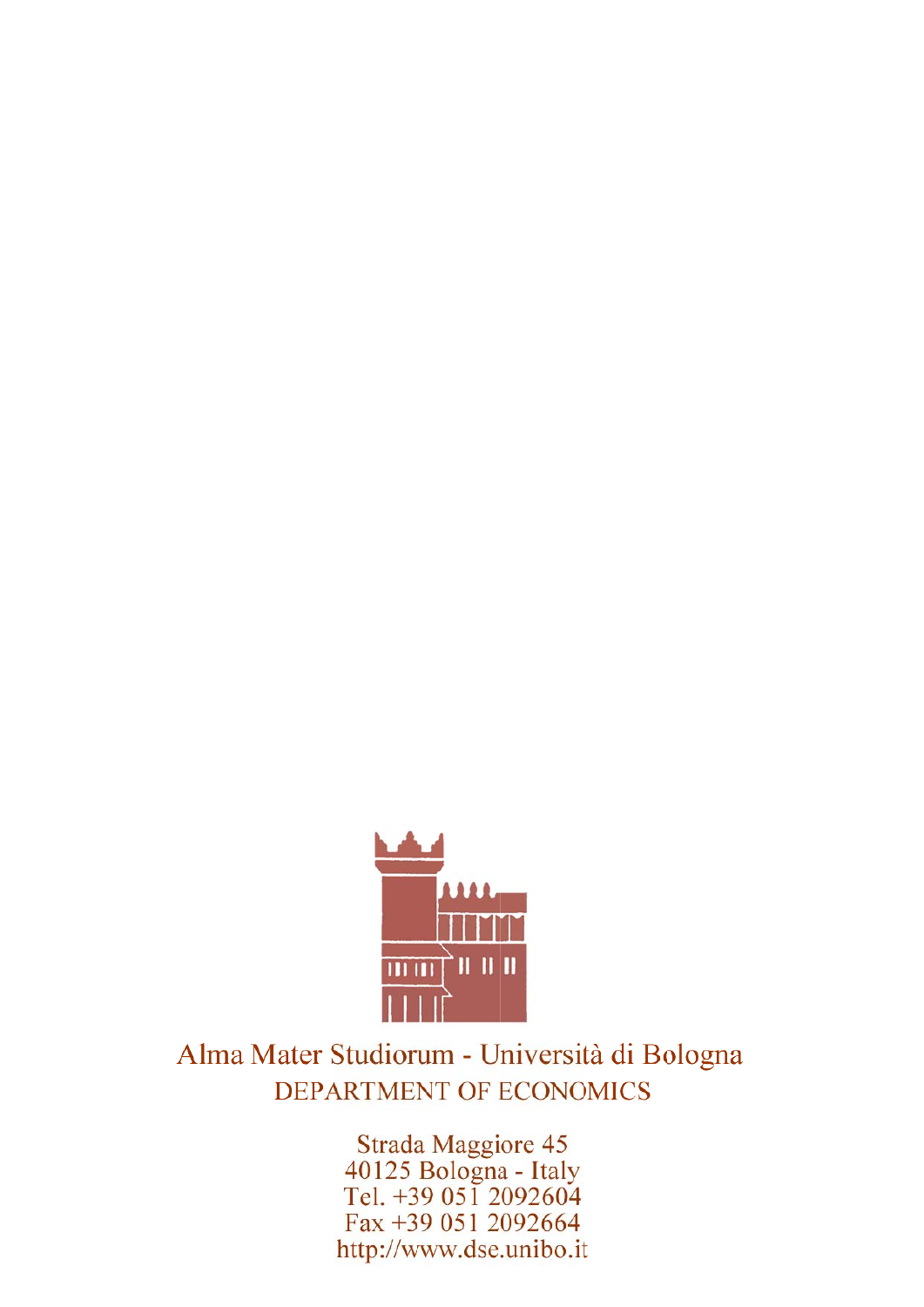Alma Mater Studiorum - Università di Bologna

DEPARTMENT OF ECONOMICS

Strada Maggiore 45
40125 Bologna - Italy
Tel. +39 051 2092604
Fax +39 051 2092664
http://www.dse.unibo.it